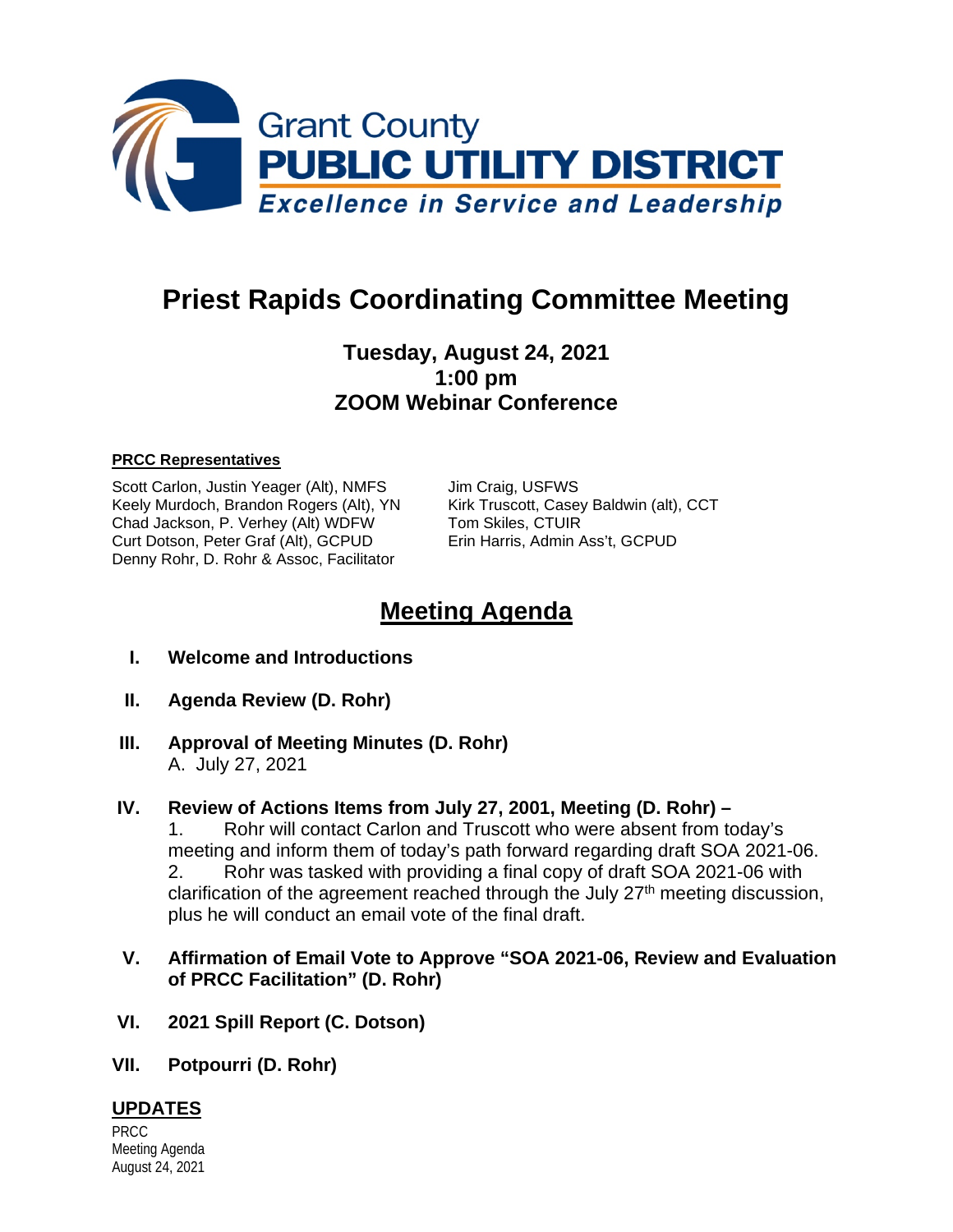Grant County
**PUBLIC UTILITY DISTRICT**
*Excellence in Service and Leadership*

# Priest Rapids Coordinating Committee Meeting

**Tuesday, August 24, 2021**
**1:00 pm**
**ZOOM Webinar Conference**

**PRCC Representatives**

Scott Carlon, Justin Yeager (Alt), NMFS
Keely Murdoch, Brandon Rogers (Alt), YN
Chad Jackson, P. Verhey (Alt) WDFW
Curt Dotson, Peter Graf (Alt), GCPUD
Denny Rohr, D. Rohr & Assoc, Facilitator
Jim Craig, USFWS
Kirk Truscott, Casey Baldwin (alt), CCT
Tom Skiles, CTUIR
Erin Harris, Admin Ass't, GCPUD

## Meeting Agenda

**I. Welcome and Introductions**

**II. Agenda Review (D. Rohr)**

**III. Approval of Meeting Minutes (D. Rohr)**
A. July 27, 2021

**IV. Review of Actions Items from July 27, 2001, Meeting (D. Rohr) –**
1. Rohr will contact Carlon and Truscott who were absent from today's meeting and inform them of today's path forward regarding draft SOA 2021-06.
2. Rohr was tasked with providing a final copy of draft SOA 2021-06 with clarification of the agreement reached through the July 27th meeting discussion, plus he will conduct an email vote of the final draft.

**V. Affirmation of Email Vote to Approve "SOA 2021-06, Review and Evaluation of PRCC Facilitation" (D. Rohr)**

**VI. 2021 Spill Report (C. Dotson)**

**VII. Potpourri (D. Rohr)**

**UPDATES**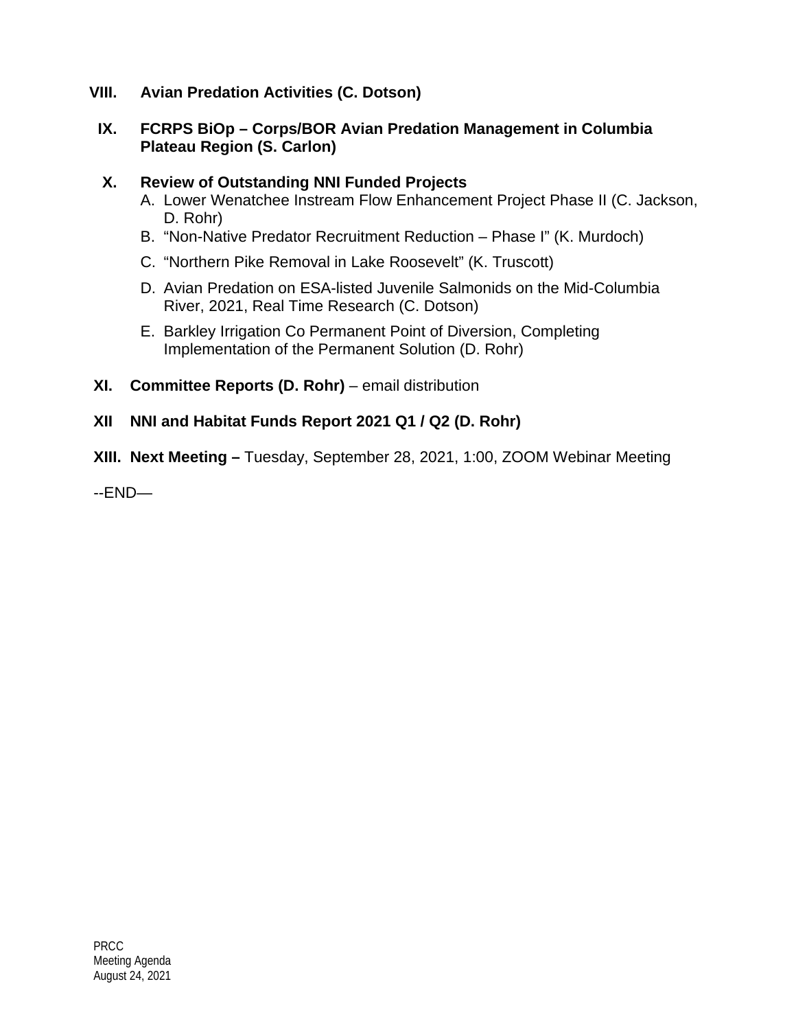**VIII. Avian Predation Activities (C. Dotson)**

**IX. FCRPS BiOp – Corps/BOR Avian Predation Management in Columbia Plateau Region (S. Carlon)**

**X. Review of Outstanding NNI Funded Projects**

A. Lower Wenatchee Instream Flow Enhancement Project Phase II (C. Jackson, D. Rohr)

B. “Non-Native Predator Recruitment Reduction – Phase I” (K. Murdoch)

C. “Northern Pike Removal in Lake Roosevelt” (K. Truscott)

D. Avian Predation on ESA-listed Juvenile Salmonids on the Mid-Columbia River, 2021, Real Time Research (C. Dotson)

E. Barkley Irrigation Co Permanent Point of Diversion, Completing Implementation of the Permanent Solution (D. Rohr)

**XI. Committee Reports (D. Rohr)** – email distribution

**XII NNI and Habitat Funds Report 2021 Q1 / Q2 (D. Rohr)**

**XIII. Next Meeting –** Tuesday, September 28, 2021, 1:00, ZOOM Webinar Meeting

--END—